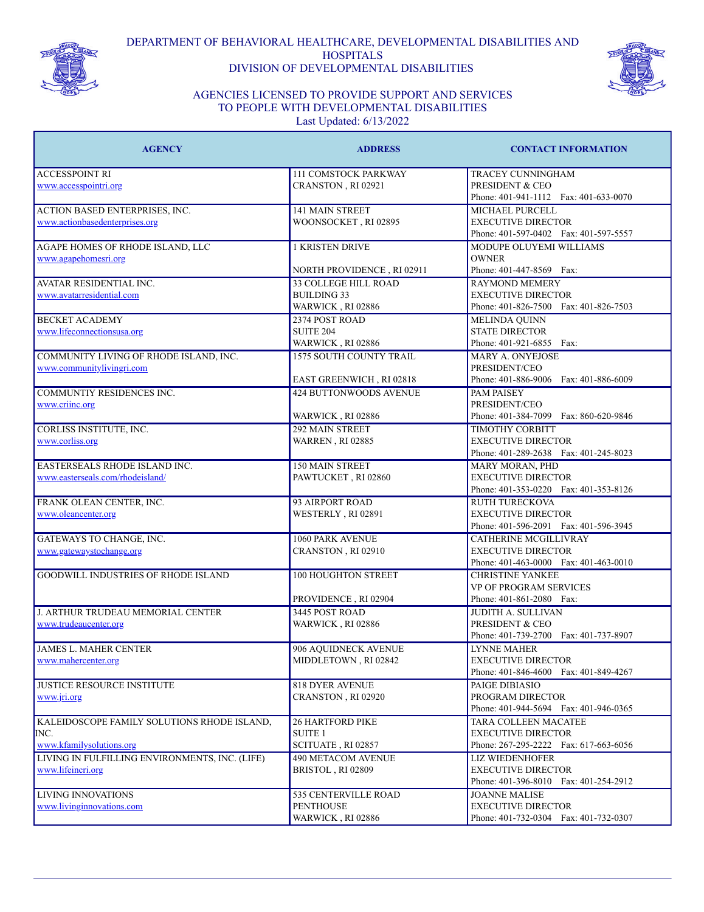# DEPARTMENT OF BEHAVIORAL HEALTHCARE, DEVELOPMENTAL DISABILITIES AND HOSPITALS
## DIVISION OF DEVELOPMENTAL DISABILITIES

### AGENCIES LICENSED TO PROVIDE SUPPORT AND SERVICES TO PEOPLE WITH DEVELOPMENTAL DISABILITIES

Last Updated: 6/13/2022

| AGENCY | ADDRESS | CONTACT INFORMATION |
|---|---|---|
| ACCESSPOINT RI<br>www.accesspointri.org | 111 COMSTOCK PARKWAY<br>CRANSTON , RI 02921 | TRACEY CUNNINGHAM<br>PRESIDENT & CEO<br>Phone: 401-941-1112 Fax: 401-633-0070 |
| ACTION BASED ENTERPRISES, INC.<br>www.actionbasedenterprises.org | 141 MAIN STREET<br>WOONSOCKET , RI 02895 | MICHAEL PURCELL<br>EXECUTIVE DIRECTOR<br>Phone: 401-597-0402 Fax: 401-597-5557 |
| AGAPE HOMES OF RHODE ISLAND, LLC<br>www.agapehomesri.org | 1 KRISTEN DRIVE<br>NORTH PROVIDENCE , RI 02911 | MODUPE OLUYEMI WILLIAMS<br>OWNER<br>Phone: 401-447-8569 Fax: |
| AVATAR RESIDENTIAL INC.<br>www.avatarresidential.com | 33 COLLEGE HILL ROAD<br>BUILDING 33<br>WARWICK , RI 02886 | RAYMOND MEMERY<br>EXECUTIVE DIRECTOR<br>Phone: 401-826-7500 Fax: 401-826-7503 |
| BECKET ACADEMY<br>www.lifeconnectionsusa.org | 2374 POST ROAD<br>SUITE 204<br>WARWICK , RI 02886 | MELINDA QUINN<br>STATE DIRECTOR<br>Phone: 401-921-6855 Fax: |
| COMMUNITY LIVING OF RHODE ISLAND, INC.<br>www.communitylivingri.com | 1575 SOUTH COUNTY TRAIL<br>EAST GREENWICH , RI 02818 | MARY A. ONYEJOSE<br>PRESIDENT/CEO<br>Phone: 401-886-9006 Fax: 401-886-6009 |
| COMMUNTIY RESIDENCES INC.<br>www.criinc.org | 424 BUTTONWOODS AVENUE<br>WARWICK , RI 02886 | PAM PAISEY<br>PRESIDENT/CEO<br>Phone: 401-384-7099 Fax: 860-620-9846 |
| CORLISS INSTITUTE, INC.<br>www.corliss.org | 292 MAIN STREET<br>WARREN , RI 02885 | TIMOTHY CORBITT<br>EXECUTIVE DIRECTOR<br>Phone: 401-289-2638 Fax: 401-245-8023 |
| EASTERSEALS RHODE ISLAND INC.<br>www.easterseals.com/rhodeisland/ | 150 MAIN STREET<br>PAWTUCKET , RI 02860 | MARY MORAN, PHD<br>EXECUTIVE DIRECTOR<br>Phone: 401-353-0220 Fax: 401-353-8126 |
| FRANK OLEAN CENTER, INC.<br>www.oleancenter.org | 93 AIRPORT ROAD<br>WESTERLY , RI 02891 | RUTH TURECKOVA<br>EXECUTIVE DIRECTOR<br>Phone: 401-596-2091 Fax: 401-596-3945 |
| GATEWAYS TO CHANGE, INC.<br>www.gatewaystochange.org | 1060 PARK AVENUE<br>CRANSTON , RI 02910 | CATHERINE MCGILLIVRAY<br>EXECUTIVE DIRECTOR<br>Phone: 401-463-0000 Fax: 401-463-0010 |
| GOODWILL INDUSTRIES OF RHODE ISLAND | 100 HOUGHTON STREET<br>PROVIDENCE , RI 02904 | CHRISTINE YANKEE<br>VP OF PROGRAM SERVICES<br>Phone: 401-861-2080 Fax: |
| J. ARTHUR TRUDEAU MEMORIAL CENTER<br>www.trudeaucenter.org | 3445 POST ROAD<br>WARWICK , RI 02886 | JUDITH A. SULLIVAN<br>PRESIDENT & CEO<br>Phone: 401-739-2700 Fax: 401-737-8907 |
| JAMES L. MAHER CENTER<br>www.mahercenter.org | 906 AQUIDNECK AVENUE<br>MIDDLETOWN , RI 02842 | LYNNE MAHER<br>EXECUTIVE DIRECTOR<br>Phone: 401-846-4600 Fax: 401-849-4267 |
| JUSTICE RESOURCE INSTITUTE<br>www.jri.org | 818 DYER AVENUE<br>CRANSTON , RI 02920 | PAIGE DIBIASIO<br>PROGRAM DIRECTOR<br>Phone: 401-944-5694 Fax: 401-946-0365 |
| KALEIDOSCOPE FAMILY SOLUTIONS RHODE ISLAND, INC.<br>www.kfamilysolutions.org | 26 HARTFORD PIKE<br>SUITE 1<br>SCITUATE , RI 02857 | TARA COLLEEN MACATEE<br>EXECUTIVE DIRECTOR<br>Phone: 267-295-2222 Fax: 617-663-6056 |
| LIVING IN FULFILLING ENVIRONMENTS, INC. (LIFE)<br>www.lifeincri.org | 490 METACOM AVENUE<br>BRISTOL , RI 02809 | LIZ WIEDENHOFER<br>EXECUTIVE DIRECTOR<br>Phone: 401-396-8010 Fax: 401-254-2912 |
| LIVING INNOVATIONS<br>www.livinginnovations.com | 535 CENTERVILLE ROAD<br>PENTHOUSE<br>WARWICK , RI 02886 | JOANNE MALISE<br>EXECUTIVE DIRECTOR<br>Phone: 401-732-0304 Fax: 401-732-0307 |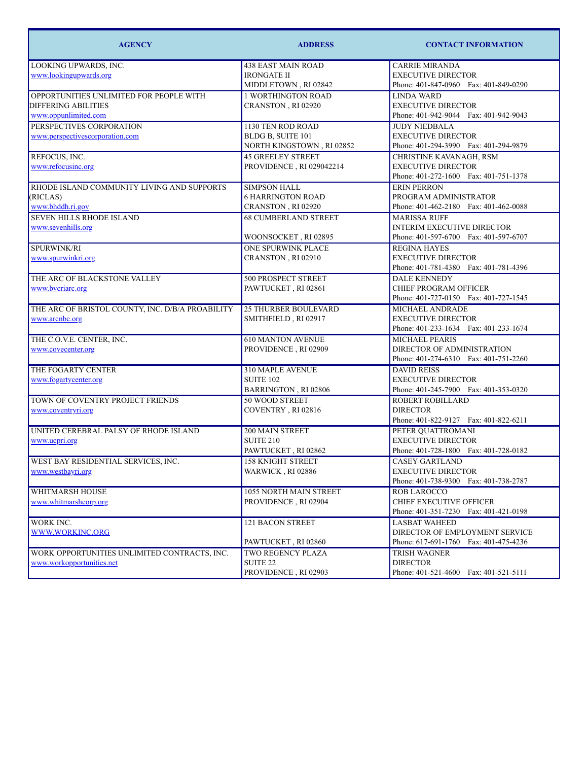| AGENCY | ADDRESS | CONTACT INFORMATION |
| --- | --- | --- |
| LOOKING UPWARDS, INC. www.lookingupwards.org | 438 EAST MAIN ROAD IRONGATE II MIDDLETOWN , RI 02842 | CARRIE MIRANDA EXECUTIVE DIRECTOR Phone: 401-847-0960 Fax: 401-849-0290 |
| OPPORTUNITIES UNLIMITED FOR PEOPLE WITH DIFFERING ABILITIES www.oppunlimited.com | 1 WORTHINGTON ROAD CRANSTON , RI 02920 | LINDA WARD EXECUTIVE DIRECTOR Phone: 401-942-9044 Fax: 401-942-9043 |
| PERSPECTIVES CORPORATION www.perspectivescorporation.com | 1130 TEN ROD ROAD BLDG B, SUITE 101 NORTH KINGSTOWN , RI 02852 | JUDY NIEDBALA EXECUTIVE DIRECTOR Phone: 401-294-3990 Fax: 401-294-9879 |
| REFOCUS, INC. www.refocusinc.org | 45 GREELEY STREET PROVIDENCE , RI 029042214 | CHRISTINE KAVANAGH, RSM EXECUTIVE DIRECTOR Phone: 401-272-1600 Fax: 401-751-1378 |
| RHODE ISLAND COMMUNITY LIVING AND SUPPORTS (RICLAS) www.bhddh.ri.gov | SIMPSON HALL 6 HARRINGTON ROAD CRANSTON , RI 02920 | ERIN PERRON PROGRAM ADMINISTRATOR Phone: 401-462-2180 Fax: 401-462-0088 |
| SEVEN HILLS RHODE ISLAND www.sevenhills.org | 68 CUMBERLAND STREET WOONSOCKET , RI 02895 | MARISSA RUFF INTERIM EXECUTIVE DIRECTOR Phone: 401-597-6700 Fax: 401-597-6707 |
| SPURWINK/RI www.spurwinkri.org | ONE SPURWINK PLACE CRANSTON , RI 02910 | REGINA HAYES EXECUTIVE DIRECTOR Phone: 401-781-4380 Fax: 401-781-4396 |
| THE ARC OF BLACKSTONE VALLEY www.bvcriarc.org | 500 PROSPECT STREET PAWTUCKET , RI 02861 | DALE KENNEDY CHIEF PROGRAM OFFICER Phone: 401-727-0150 Fax: 401-727-1545 |
| THE ARC OF BRISTOL COUNTY, INC. D/B/A PROABILITY www.arcnbc.org | 25 THURBER BOULEVARD SMITHFIELD , RI 02917 | MICHAEL ANDRADE EXECUTIVE DIRECTOR Phone: 401-233-1634 Fax: 401-233-1674 |
| THE C.O.V.E. CENTER, INC. www.covecenter.org | 610 MANTON AVENUE PROVIDENCE , RI 02909 | MICHAEL PEARIS DIRECTOR OF ADMINISTRATION Phone: 401-274-6310 Fax: 401-751-2260 |
| THE FOGARTY CENTER www.fogartycenter.org | 310 MAPLE AVENUE SUITE 102 BARRINGTON , RI 02806 | DAVID REISS EXECUTIVE DIRECTOR Phone: 401-245-7900 Fax: 401-353-0320 |
| TOWN OF COVENTRY PROJECT FRIENDS www.coventryri.org | 50 WOOD STREET COVENTRY , RI 02816 | ROBERT ROBILLARD DIRECTOR Phone: 401-822-9127 Fax: 401-822-6211 |
| UNITED CEREBRAL PALSY OF RHODE ISLAND www.ucpri.org | 200 MAIN STREET SUITE 210 PAWTUCKET , RI 02862 | PETER QUATTROMANI EXECUTIVE DIRECTOR Phone: 401-728-1800 Fax: 401-728-0182 |
| WEST BAY RESIDENTIAL SERVICES, INC. www.westbayri.org | 158 KNIGHT STREET WARWICK , RI 02886 | CASEY GARTLAND EXECUTIVE DIRECTOR Phone: 401-738-9300 Fax: 401-738-2787 |
| WHITMARSH HOUSE www.whitmarshcorp.org | 1055 NORTH MAIN STREET PROVIDENCE , RI 02904 | ROB LAROCCO CHIEF EXECUTIVE OFFICER Phone: 401-351-7230 Fax: 401-421-0198 |
| WORK INC. WWW.WORKINC.ORG | 121 BACON STREET PAWTUCKET , RI 02860 | LASBAT WAHEED DIRECTOR OF EMPLOYMENT SERVICE Phone: 617-691-1760 Fax: 401-475-4236 |
| WORK OPPORTUNITIES UNLIMITED CONTRACTS, INC. www.workopportunities.net | TWO REGENCY PLAZA SUITE 22 PROVIDENCE , RI 02903 | TRISH WAGNER DIRECTOR Phone: 401-521-4600 Fax: 401-521-5111 |